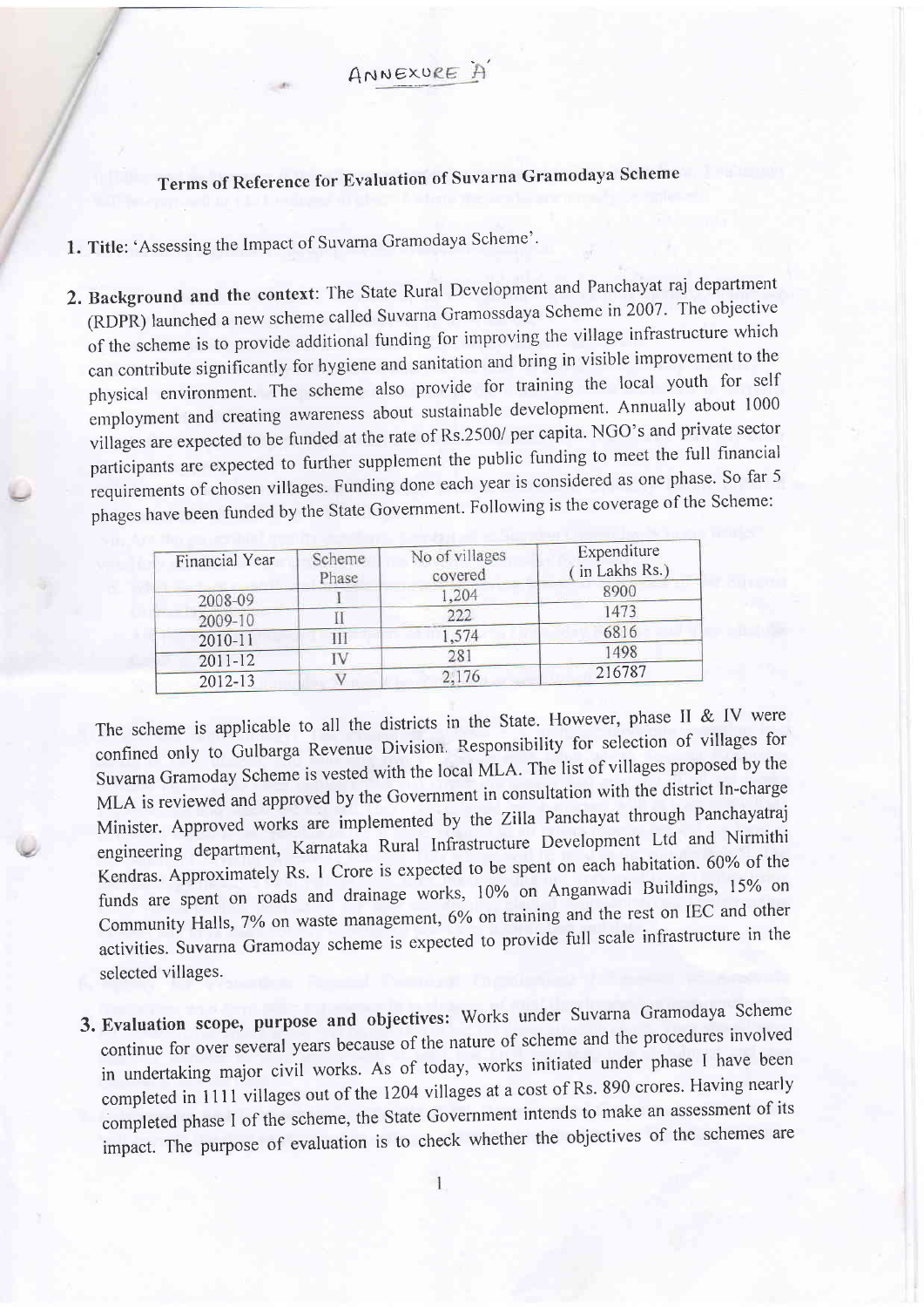ANNEXURE 'A'

## Terms of Reference for Evaluation of Suvarna Gramodaya Scheme

1. **Title**: 'Assessing the Impact of Suvarna Gramodaya Scheme'.

2. **Background and the context**: The State Rural Development and Panchayat raj department (RDPR) launched a new scheme called Suvarna Gramossdaya Scheme in 2007. The objective of the scheme is to provide additional funding for improving the village infrastructure which can contribute significantly for hygiene and sanitation and bring in visible improvement to the physical environment. The scheme also provide for training the local youth for self employment and creating awareness about sustainable development. Annually about 1000 villages are expected to be funded at the rate of Rs.2500/ per capita. NGO's and private sector participants are expected to further supplement the public funding to meet the full financial requirements of chosen villages. Funding done each year is considered as one phase. So far 5 phages have been funded by the State Government. Following is the coverage of the Scheme:

| Financial Year | Scheme Phase | No of villages covered | Expenditure ( in Lakhs Rs.) |
|---|---|---|---|
| 2008-09 | I | 1,204 | 8900 |
| 2009-10 | II | 222 | 1473 |
| 2010-11 | III | 1,574 | 6816 |
| 2011-12 | IV | 281 | 1498 |
| 2012-13 | V | 2,176 | 216787 |

The scheme is applicable to all the districts in the State. However, phase II & IV were confined only to Gulbarga Revenue Division. Responsibility for selection of villages for Suvarna Gramoday Scheme is vested with the local MLA. The list of villages proposed by the MLA is reviewed and approved by the Government in consultation with the district In-charge Minister. Approved works are implemented by the Zilla Panchayat through Panchayatraj engineering department, Karnataka Rural Infrastructure Development Ltd and Nirmithi Kendras. Approximately Rs. 1 Crore is expected to be spent on each habitation. 60% of the funds are spent on roads and drainage works, 10% on Anganwadi Buildings, 15% on Community Halls, 7% on waste management, 6% on training and the rest on IEC and other activities. Suvarna Gramoday scheme is expected to provide full scale infrastructure in the selected villages.

3. **Evaluation scope, purpose and objectives**: Works under Suvarna Gramodaya Scheme continue for over several years because of the nature of scheme and the procedures involved in undertaking major civil works. As of today, works initiated under phase I have been completed in 1111 villages out of the 1204 villages at a cost of Rs. 890 crores. Having nearly completed phase I of the scheme, the State Government intends to make an assessment of its impact. The purpose of evaluation is to check whether the objectives of the schemes are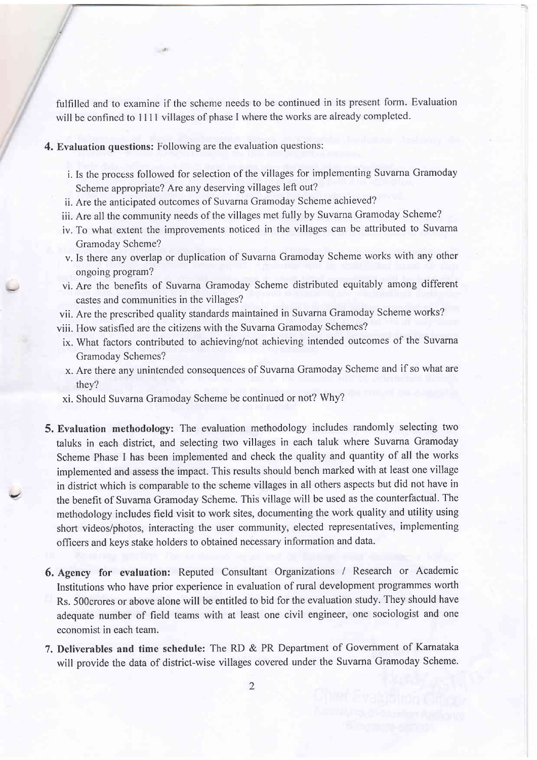fulfilled and to examine if the scheme needs to be continued in its present form. Evaluation will be confined to 1111 villages of phase I where the works are already completed.

**4. Evaluation questions:** Following are the evaluation questions:

i. Is the process followed for selection of the villages for implementing Suvarna Gramoday Scheme appropriate? Are any deserving villages left out?

ii. Are the anticipated outcomes of Suvarna Gramoday Scheme achieved?

iii. Are all the community needs of the villages met fully by Suvarna Gramoday Scheme?

iv. To what extent the improvements noticed in the villages can be attributed to Suvarna Gramoday Scheme?

v. Is there any overlap or duplication of Suvarna Gramoday Scheme works with any other ongoing program?

vi. Are the benefits of Suvarna Gramoday Scheme distributed equitably among different castes and communities in the villages?

vii. Are the prescribed quality standards maintained in Suvarna Gramoday Scheme works?

viii. How satisfied are the citizens with the Suvarna Gramoday Schemes?

ix. What factors contributed to achieving/not achieving intended outcomes of the Suvarna Gramoday Schemes?

x. Are there any unintended consequences of Suvarna Gramoday Scheme and if so what are they?

xi. Should Suvarna Gramoday Scheme be continued or not? Why?

**5. Evaluation methodology:** The evaluation methodology includes randomly selecting two taluks in each district, and selecting two villages in each taluk where Suvarna Gramoday Scheme Phase I has been implemented and check the quality and quantity of all the works implemented and assess the impact. This results should bench marked with at least one village in district which is comparable to the scheme villages in all others aspects but did not have in the benefit of Suvarna Gramoday Scheme. This village will be used as the counterfactual. The methodology includes field visit to work sites, documenting the work quality and utility using short videos/photos, interacting the user community, elected representatives, implementing officers and keys stake holders to obtained necessary information and data.

**6. Agency for evaluation:** Reputed Consultant Organizations / Research or Academic Institutions who have prior experience in evaluation of rural development programmes worth Rs. 500crores or above alone will be entitled to bid for the evaluation study. They should have adequate number of field teams with at least one civil engineer, one sociologist and one economist in each team.

**7. Deliverables and time schedule:** The RD & PR Department of Government of Karnataka will provide the data of district-wise villages covered under the Suvarna Gramoday Scheme.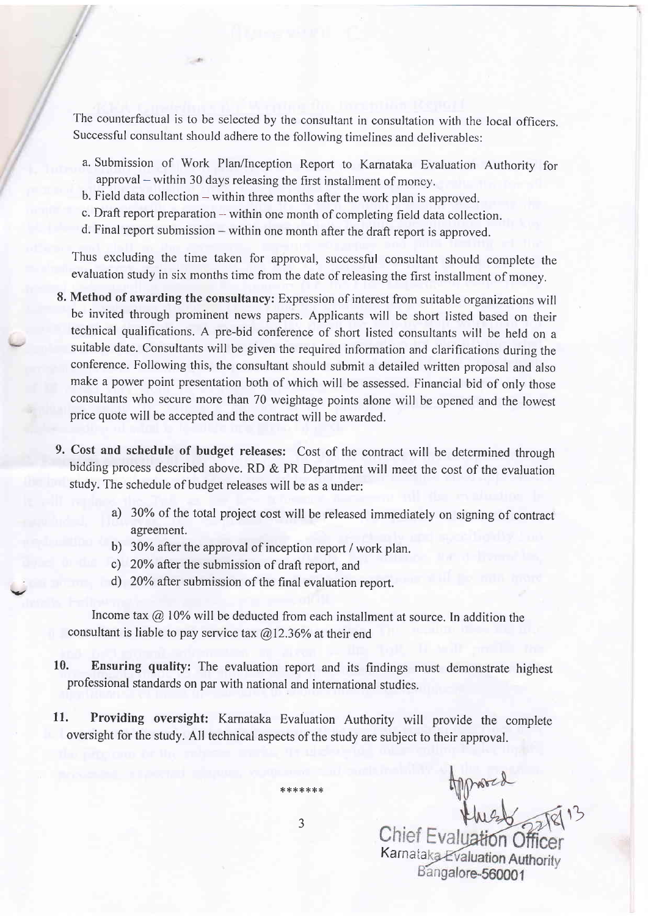The counterfactual is to be selected by the consultant in consultation with the local officers. Successful consultant should adhere to the following timelines and deliverables:

a. Submission of Work Plan/Inception Report to Karnataka Evaluation Authority for approval – within 30 days releasing the first installment of money.
b. Field data collection – within three months after the work plan is approved.
c. Draft report preparation – within one month of completing field data collection.
d. Final report submission – within one month after the draft report is approved.

Thus excluding the time taken for approval, successful consultant should complete the evaluation study in six months time from the date of releasing the first installment of money.

8. **Method of awarding the consultancy:** Expression of interest from suitable organizations will be invited through prominent news papers. Applicants will be short listed based on their technical qualifications. A pre-bid conference of short listed consultants will be held on a suitable date. Consultants will be given the required information and clarifications during the conference. Following this, the consultant should submit a detailed written proposal and also make a power point presentation both of which will be assessed. Financial bid of only those consultants who secure more than 70 weightage points alone will be opened and the lowest price quote will be accepted and the contract will be awarded.

9. **Cost and schedule of budget releases:** Cost of the contract will be determined through bidding process described above. RD & PR Department will meet the cost of the evaluation study. The schedule of budget releases will be as a under:

   a) 30% of the total project cost will be released immediately on signing of contract agreement.
   b) 30% after the approval of inception report / work plan.
   c) 20% after the submission of draft report, and
   d) 20% after submission of the final evaluation report.

   Income tax @ 10% will be deducted from each installment at source. In addition the consultant is liable to pay service tax @12.36% at their end

10. **Ensuring quality:** The evaluation report and its findings must demonstrate highest professional standards on par with national and international studies.

11. **Providing oversight:** Karnataka Evaluation Authority will provide the complete oversight for the study. All technical aspects of the study are subject to their approval.

*******

Approved

22/8/13

Chief Evaluation Officer
Karnataka Evaluation Authority
Bangalore-560001